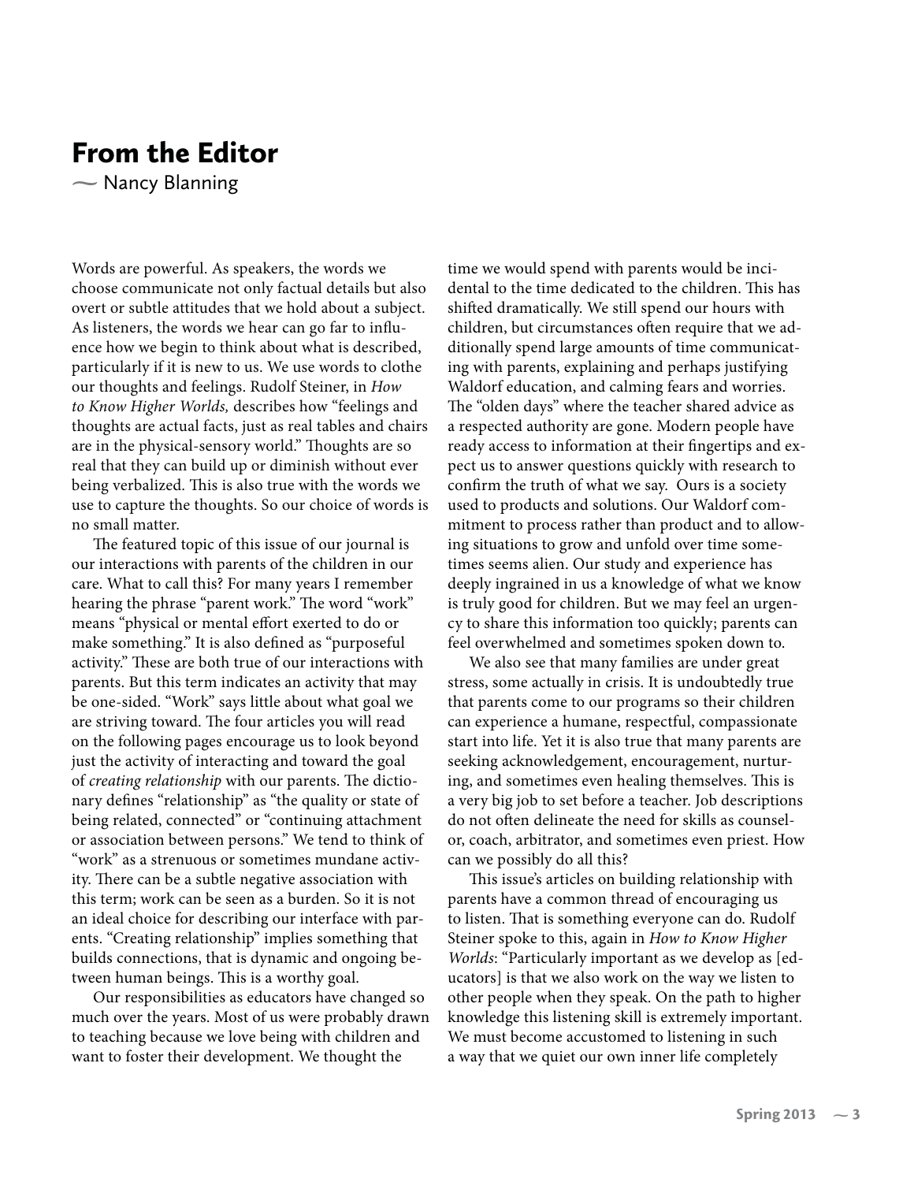# From the Editor

— Nancy Blanning

Words are powerful. As speakers, the words we choose communicate not only factual details but also overt or subtle attitudes that we hold about a subject. As listeners, the words we hear can go far to influence how we begin to think about what is described, particularly if it is new to us. We use words to clothe our thoughts and feelings. Rudolf Steiner, in *How to Know Higher Worlds,* describes how "feelings and thoughts are actual facts, just as real tables and chairs are in the physical-sensory world." Thoughts are so real that they can build up or diminish without ever being verbalized. This is also true with the words we use to capture the thoughts. So our choice of words is no small matter.

The featured topic of this issue of our journal is our interactions with parents of the children in our care. What to call this? For many years I remember hearing the phrase "parent work." The word "work" means "physical or mental effort exerted to do or make something." It is also defined as "purposeful activity." These are both true of our interactions with parents. But this term indicates an activity that may be one-sided. "Work" says little about what goal we are striving toward. The four articles you will read on the following pages encourage us to look beyond just the activity of interacting and toward the goal of *creating relationship* with our parents. The dictionary defines "relationship" as "the quality or state of being related, connected" or "continuing attachment or association between persons." We tend to think of "work" as a strenuous or sometimes mundane activity. There can be a subtle negative association with this term; work can be seen as a burden. So it is not an ideal choice for describing our interface with parents. "Creating relationship" implies something that builds connections, that is dynamic and ongoing between human beings. This is a worthy goal.

Our responsibilities as educators have changed so much over the years. Most of us were probably drawn to teaching because we love being with children and want to foster their development. We thought the time we would spend with parents would be incidental to the time dedicated to the children. This has shifted dramatically. We still spend our hours with children, but circumstances often require that we additionally spend large amounts of time communicating with parents, explaining and perhaps justifying Waldorf education, and calming fears and worries. The "olden days" where the teacher shared advice as a respected authority are gone. Modern people have ready access to information at their fingertips and expect us to answer questions quickly with research to confirm the truth of what we say. Ours is a society used to products and solutions. Our Waldorf commitment to process rather than product and to allowing situations to grow and unfold over time sometimes seems alien. Our study and experience has deeply ingrained in us a knowledge of what we know is truly good for children. But we may feel an urgency to share this information too quickly; parents can feel overwhelmed and sometimes spoken down to.

We also see that many families are under great stress, some actually in crisis. It is undoubtedly true that parents come to our programs so their children can experience a humane, respectful, compassionate start into life. Yet it is also true that many parents are seeking acknowledgement, encouragement, nurturing, and sometimes even healing themselves. This is a very big job to set before a teacher. Job descriptions do not often delineate the need for skills as counselor, coach, arbitrator, and sometimes even priest. How can we possibly do all this?

This issue's articles on building relationship with parents have a common thread of encouraging us to listen. That is something everyone can do. Rudolf Steiner spoke to this, again in *How to Know Higher Worlds*: "Particularly important as we develop as [educators] is that we also work on the way we listen to other people when they speak. On the path to higher knowledge this listening skill is extremely important. We must become accustomed to listening in such a way that we quiet our own inner life completely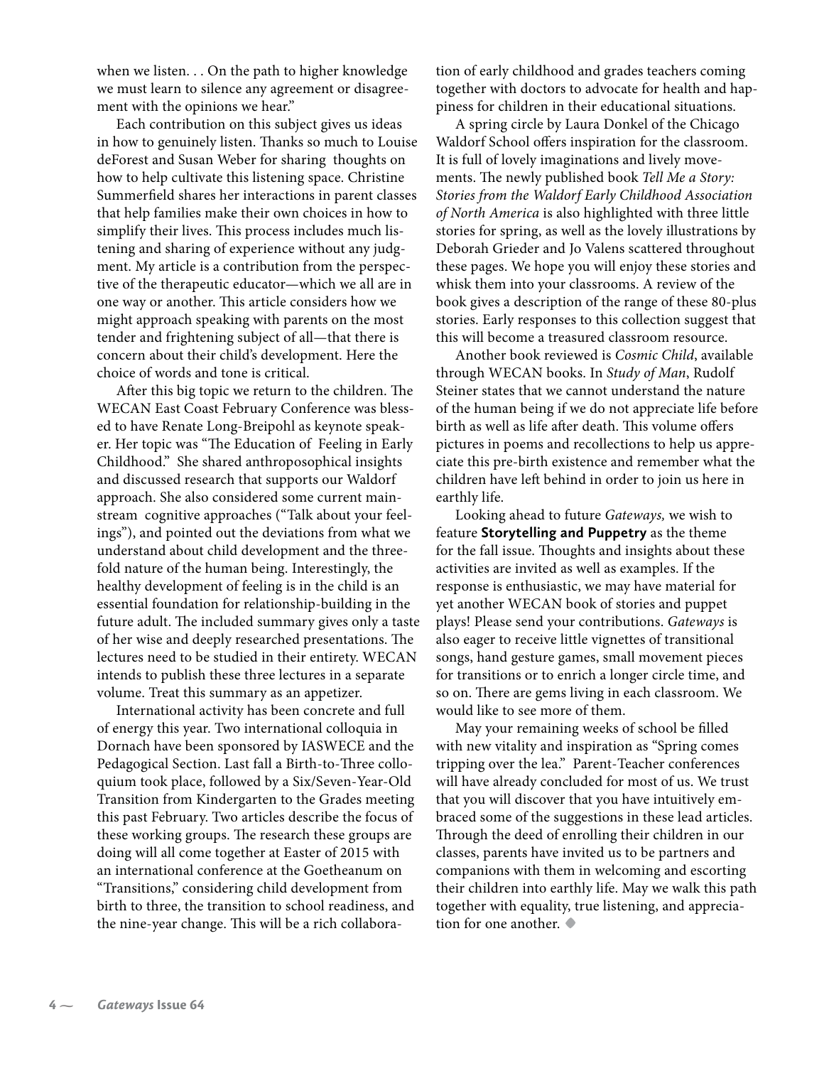when we listen. . . On the path to higher knowledge we must learn to silence any agreement or disagreement with the opinions we hear."

Each contribution on this subject gives us ideas in how to genuinely listen. Thanks so much to Louise deForest and Susan Weber for sharing thoughts on how to help cultivate this listening space. Christine Summerfield shares her interactions in parent classes that help families make their own choices in how to simplify their lives. This process includes much listening and sharing of experience without any judgment. My article is a contribution from the perspective of the therapeutic educator—which we all are in one way or another. This article considers how we might approach speaking with parents on the most tender and frightening subject of all—that there is concern about their child's development. Here the choice of words and tone is critical.

After this big topic we return to the children. The WECAN East Coast February Conference was blessed to have Renate Long-Breipohl as keynote speaker. Her topic was "The Education of Feeling in Early Childhood." She shared anthroposophical insights and discussed research that supports our Waldorf approach. She also considered some current mainstream cognitive approaches ("Talk about your feelings"), and pointed out the deviations from what we understand about child development and the threefold nature of the human being. Interestingly, the healthy development of feeling is in the child is an essential foundation for relationship-building in the future adult. The included summary gives only a taste of her wise and deeply researched presentations. The lectures need to be studied in their entirety. WECAN intends to publish these three lectures in a separate volume. Treat this summary as an appetizer.

International activity has been concrete and full of energy this year. Two international colloquia in Dornach have been sponsored by IASWECE and the Pedagogical Section. Last fall a Birth-to-Three colloquium took place, followed by a Six/Seven-Year-Old Transition from Kindergarten to the Grades meeting this past February. Two articles describe the focus of these working groups. The research these groups are doing will all come together at Easter of 2015 with an international conference at the Goetheanum on "Transitions," considering child development from birth to three, the transition to school readiness, and the nine-year change. This will be a rich collaboration of early childhood and grades teachers coming together with doctors to advocate for health and happiness for children in their educational situations.

A spring circle by Laura Donkel of the Chicago Waldorf School offers inspiration for the classroom. It is full of lovely imaginations and lively movements. The newly published book *Tell Me a Story: Stories from the Waldorf Early Childhood Association of North America* is also highlighted with three little stories for spring, as well as the lovely illustrations by Deborah Grieder and Jo Valens scattered throughout these pages. We hope you will enjoy these stories and whisk them into your classrooms. A review of the book gives a description of the range of these 80-plus stories. Early responses to this collection suggest that this will become a treasured classroom resource.

Another book reviewed is *Cosmic Child*, available through WECAN books. In *Study of Man*, Rudolf Steiner states that we cannot understand the nature of the human being if we do not appreciate life before birth as well as life after death. This volume offers pictures in poems and recollections to help us appreciate this pre-birth existence and remember what the children have left behind in order to join us here in earthly life.

Looking ahead to future *Gateways,* we wish to feature **Storytelling and Puppetry** as the theme for the fall issue. Thoughts and insights about these activities are invited as well as examples. If the response is enthusiastic, we may have material for yet another WECAN book of stories and puppet plays! Please send your contributions. *Gateways* is also eager to receive little vignettes of transitional songs, hand gesture games, small movement pieces for transitions or to enrich a longer circle time, and so on. There are gems living in each classroom. We would like to see more of them.

May your remaining weeks of school be filled with new vitality and inspiration as "Spring comes tripping over the lea." Parent-Teacher conferences will have already concluded for most of us. We trust that you will discover that you have intuitively embraced some of the suggestions in these lead articles. Through the deed of enrolling their children in our classes, parents have invited us to be partners and companions with them in welcoming and escorting their children into earthly life. May we walk this path together with equality, true listening, and appreciation for one another. ◆